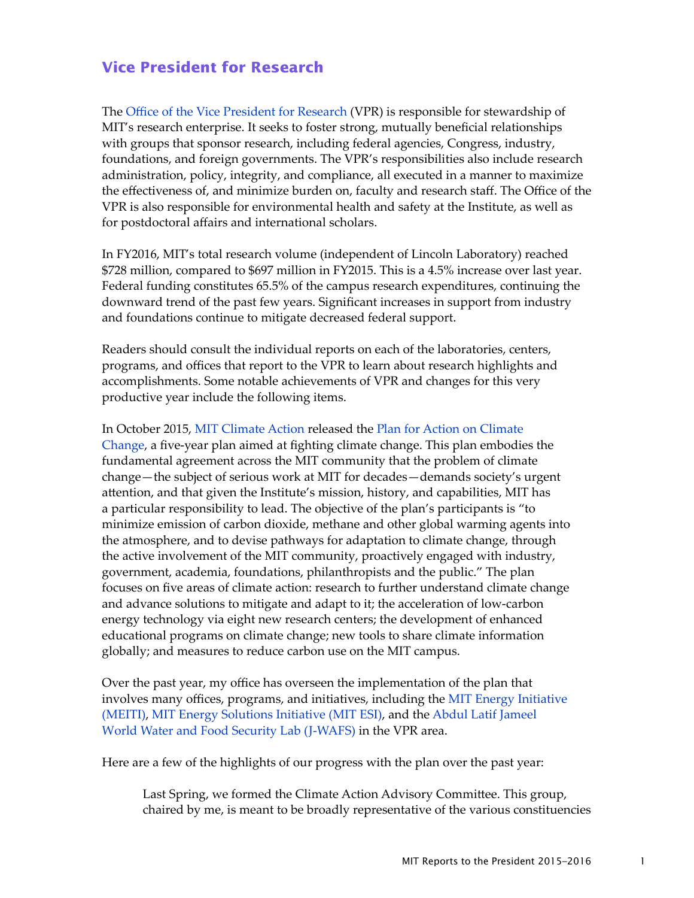## Vice President for Research

The Office of the Vice President for Research (VPR) is responsible for stewardship of MIT's research enterprise. It seeks to foster strong, mutually beneficial relationships with groups that sponsor research, including federal agencies, Congress, industry, foundations, and foreign governments. The VPR's responsibilities also include research administration, policy, integrity, and compliance, all executed in a manner to maximize the effectiveness of, and minimize burden on, faculty and research staff. The Office of the VPR is also responsible for environmental health and safety at the Institute, as well as for postdoctoral affairs and international scholars.

In FY2016, MIT's total research volume (independent of Lincoln Laboratory) reached $728 million, compared to $697 million in FY2015. This is a 4.5% increase over last year. Federal funding constitutes 65.5% of the campus research expenditures, continuing the downward trend of the past few years. Significant increases in support from industry and foundations continue to mitigate decreased federal support.

Readers should consult the individual reports on each of the laboratories, centers, programs, and offices that report to the VPR to learn about research highlights and accomplishments. Some notable achievements of VPR and changes for this very productive year include the following items.

In October 2015, MIT Climate Action released the Plan for Action on Climate Change, a five-year plan aimed at fighting climate change. This plan embodies the fundamental agreement across the MIT community that the problem of climate change—the subject of serious work at MIT for decades—demands society's urgent attention, and that given the Institute's mission, history, and capabilities, MIT has a particular responsibility to lead. The objective of the plan's participants is "to minimize emission of carbon dioxide, methane and other global warming agents into the atmosphere, and to devise pathways for adaptation to climate change, through the active involvement of the MIT community, proactively engaged with industry, government, academia, foundations, philanthropists and the public." The plan focuses on five areas of climate action: research to further understand climate change and advance solutions to mitigate and adapt to it; the acceleration of low-carbon energy technology via eight new research centers; the development of enhanced educational programs on climate change; new tools to share climate information globally; and measures to reduce carbon use on the MIT campus.

Over the past year, my office has overseen the implementation of the plan that involves many offices, programs, and initiatives, including the MIT Energy Initiative (MEITI), MIT Energy Solutions Initiative (MIT ESI), and the Abdul Latif Jameel World Water and Food Security Lab (J-WAFS) in the VPR area.

Here are a few of the highlights of our progress with the plan over the past year:

> Last Spring, we formed the Climate Action Advisory Committee. This group, chaired by me, is meant to be broadly representative of the various constituencies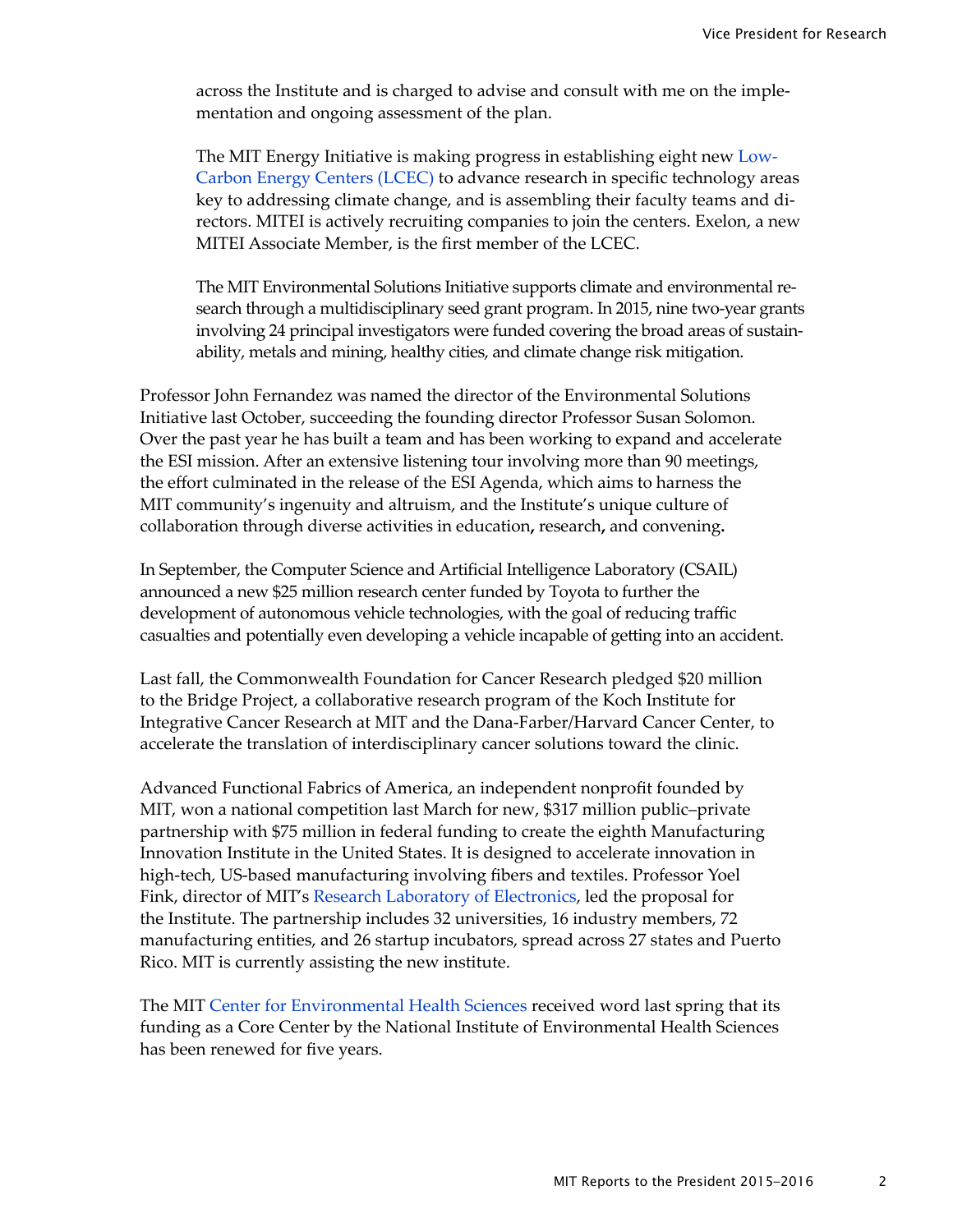across the Institute and is charged to advise and consult with me on the implementation and ongoing assessment of the plan.

> The MIT Energy Initiative is making progress in establishing eight new Low-Carbon Energy Centers (LCEC) to advance research in specific technology areas key to addressing climate change, and is assembling their faculty teams and directors. MITEI is actively recruiting companies to join the centers. Exelon, a new MITEI Associate Member, is the first member of the LCEC.
>
> The MIT Environmental Solutions Initiative supports climate and environmental research through a multidisciplinary seed grant program. In 2015, nine two-year grants involving 24 principal investigators were funded covering the broad areas of sustainability, metals and mining, healthy cities, and climate change risk mitigation.

Professor John Fernandez was named the director of the Environmental Solutions Initiative last October, succeeding the founding director Professor Susan Solomon. Over the past year he has built a team and has been working to expand and accelerate the ESI mission. After an extensive listening tour involving more than 90 meetings, the effort culminated in the release of the ESI Agenda, which aims to harness the MIT community's ingenuity and altruism, and the Institute's unique culture of collaboration through diverse activities in education**,** research**,** and convening**.**

In September, the Computer Science and Artificial Intelligence Laboratory (CSAIL) announced a new $25 million research center funded by Toyota to further the development of autonomous vehicle technologies, with the goal of reducing traffic casualties and potentially even developing a vehicle incapable of getting into an accident.

Last fall, the Commonwealth Foundation for Cancer Research pledged $20 million to the Bridge Project, a collaborative research program of the Koch Institute for Integrative Cancer Research at MIT and the Dana-Farber/Harvard Cancer Center, to accelerate the translation of interdisciplinary cancer solutions toward the clinic.

Advanced Functional Fabrics of America, an independent nonprofit founded by MIT, won a national competition last March for new, $317 million public–private partnership with $75 million in federal funding to create the eighth Manufacturing Innovation Institute in the United States. It is designed to accelerate innovation in high-tech, US-based manufacturing involving fibers and textiles. Professor Yoel Fink, director of MIT's Research Laboratory of Electronics, led the proposal for the Institute. The partnership includes 32 universities, 16 industry members, 72 manufacturing entities, and 26 startup incubators, spread across 27 states and Puerto Rico. MIT is currently assisting the new institute.

The MIT Center for Environmental Health Sciences received word last spring that its funding as a Core Center by the National Institute of Environmental Health Sciences has been renewed for five years.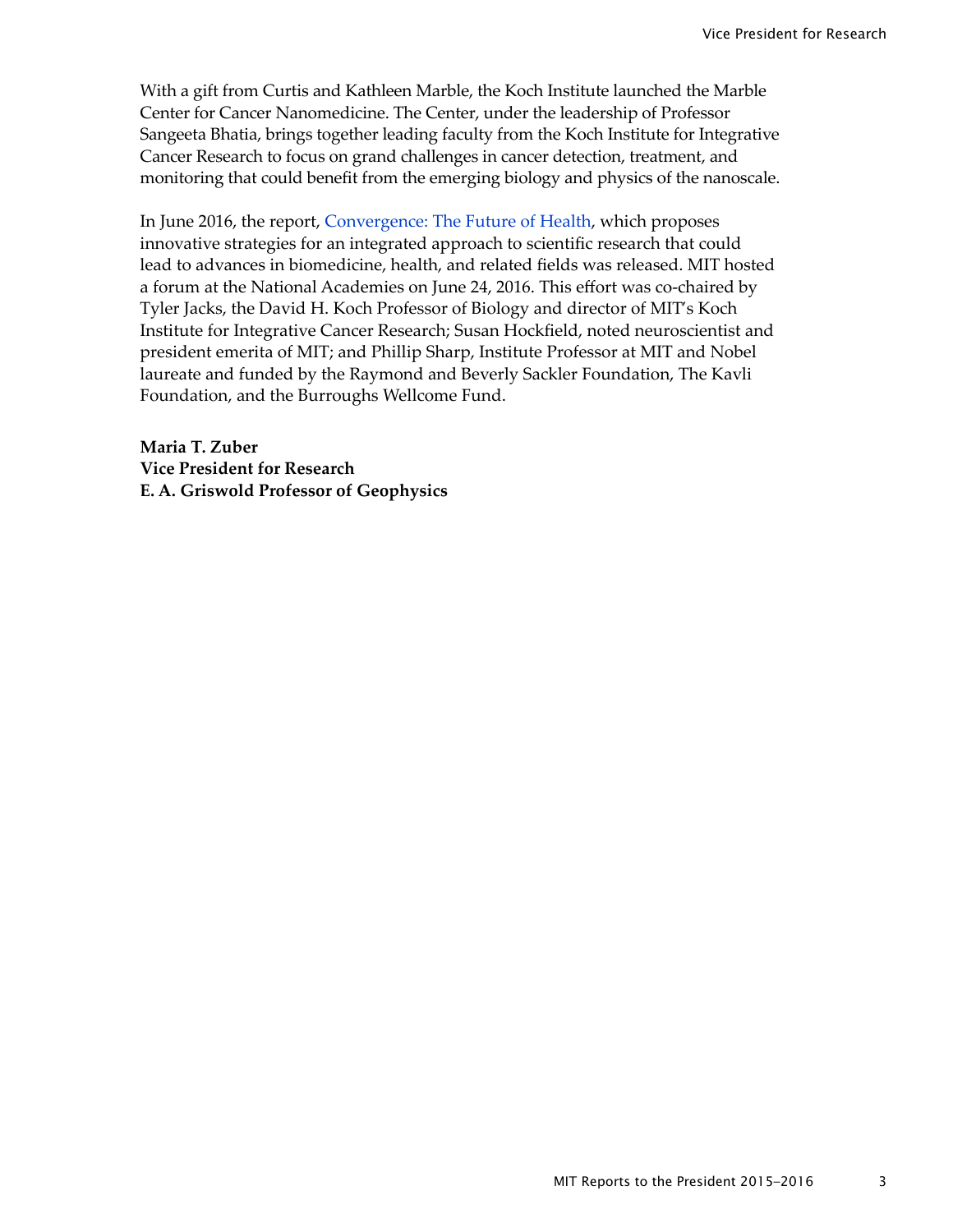With a gift from Curtis and Kathleen Marble, the Koch Institute launched the Marble Center for Cancer Nanomedicine. The Center, under the leadership of Professor Sangeeta Bhatia, brings together leading faculty from the Koch Institute for Integrative Cancer Research to focus on grand challenges in cancer detection, treatment, and monitoring that could benefit from the emerging biology and physics of the nanoscale.

In June 2016, the report, Convergence: The Future of Health, which proposes innovative strategies for an integrated approach to scientific research that could lead to advances in biomedicine, health, and related fields was released. MIT hosted a forum at the National Academies on June 24, 2016. This effort was co-chaired by Tyler Jacks, the David H. Koch Professor of Biology and director of MIT's Koch Institute for Integrative Cancer Research; Susan Hockfield, noted neuroscientist and president emerita of MIT; and Phillip Sharp, Institute Professor at MIT and Nobel laureate and funded by the Raymond and Beverly Sackler Foundation, The Kavli Foundation, and the Burroughs Wellcome Fund.

**Maria T. Zuber**
**Vice President for Research**
**E. A. Griswold Professor of Geophysics**